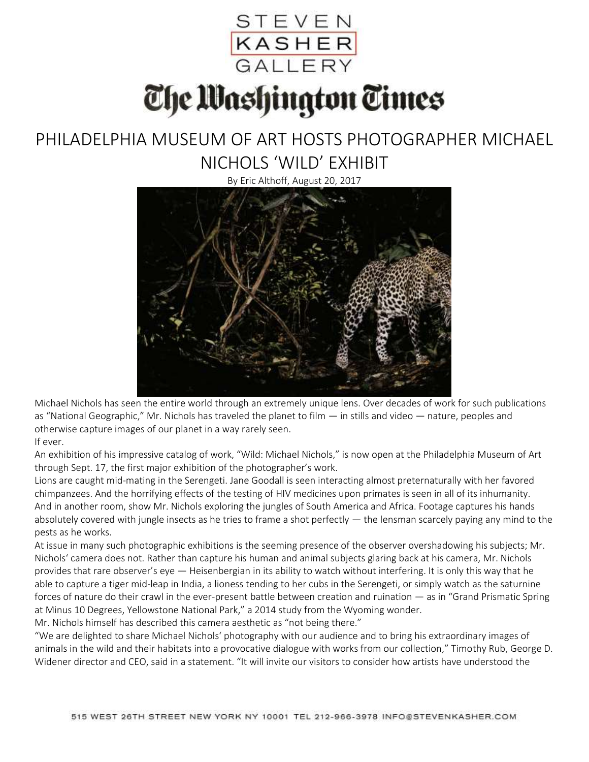STEVEN KASHER GALLERY

The Washington Times

# PHILADELPHIA MUSEUM OF ART HOSTS PHOTOGRAPHER MICHAEL NICHOLS 'WILD' EXHIBIT

By Eric Althoff, August 20, 2017

Michael Nichols has seen the entire world through an extremely unique lens. Over decades of work for such publications as "National Geographic," Mr. Nichols has traveled the planet to film — in stills and video — nature, peoples and otherwise capture images of our planet in a way rarely seen.

If ever.

An exhibition of his impressive catalog of work, "Wild: Michael Nichols," is now open at the Philadelphia Museum of Art through Sept. 17, the first major exhibition of the photographer's work.

Lions are caught mid-mating in the Serengeti. Jane Goodall is seen interacting almost preternaturally with her favored chimpanzees. And the horrifying effects of the testing of HIV medicines upon primates is seen in all of its inhumanity.

And in another room, show Mr. Nichols exploring the jungles of South America and Africa. Footage captures his hands absolutely covered with jungle insects as he tries to frame a shot perfectly — the lensman scarcely paying any mind to the pests as he works.

At issue in many such photographic exhibitions is the seeming presence of the observer overshadowing his subjects; Mr. Nichols' camera does not. Rather than capture his human and animal subjects glaring back at his camera, Mr. Nichols provides that rare observer's eye — Heisenbergian in its ability to watch without interfering. It is only this way that he able to capture a tiger mid-leap in India, a lioness tending to her cubs in the Serengeti, or simply watch as the saturnine forces of nature do their crawl in the ever-present battle between creation and ruination — as in "Grand Prismatic Spring at Minus 10 Degrees, Yellowstone National Park," a 2014 study from the Wyoming wonder.

Mr. Nichols himself has described this camera aesthetic as "not being there."

"We are delighted to share Michael Nichols' photography with our audience and to bring his extraordinary images of animals in the wild and their habitats into a provocative dialogue with works from our collection," Timothy Rub, George D. Widener director and CEO, said in a statement. "It will invite our visitors to consider how artists have understood the

515 WEST 26TH STREET NEW YORK NY 10001 TEL 212-966-3978 INFO@STEVENKASHER.COM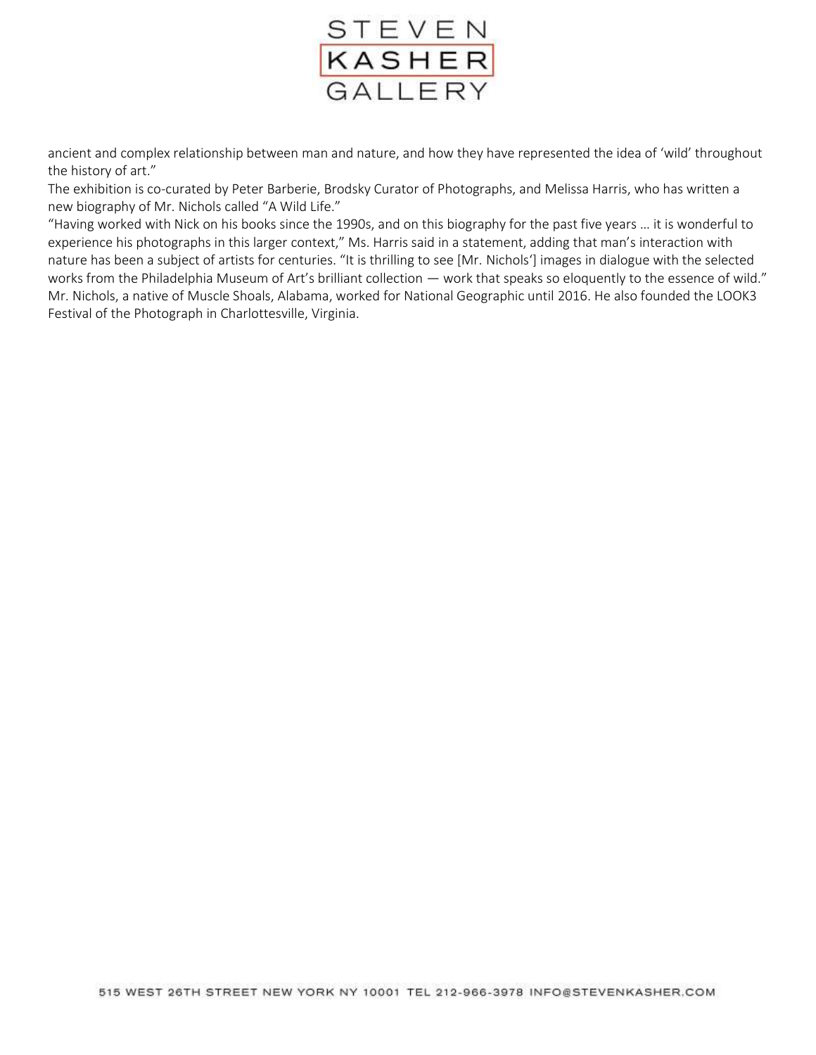ancient and complex relationship between man and nature, and how they have represented the idea of 'wild' throughout the history of art."

The exhibition is co-curated by Peter Barberie, Brodsky Curator of Photographs, and Melissa Harris, who has written a new biography of Mr. Nichols called "A Wild Life."

"Having worked with Nick on his books since the 1990s, and on this biography for the past five years … it is wonderful to experience his photographs in this larger context," Ms. Harris said in a statement, adding that man's interaction with nature has been a subject of artists for centuries. "It is thrilling to see [Mr. Nichols'] images in dialogue with the selected works from the Philadelphia Museum of Art's brilliant collection — work that speaks so eloquently to the essence of wild."

Mr. Nichols, a native of Muscle Shoals, Alabama, worked for National Geographic until 2016. He also founded the LOOK3 Festival of the Photograph in Charlottesville, Virginia.